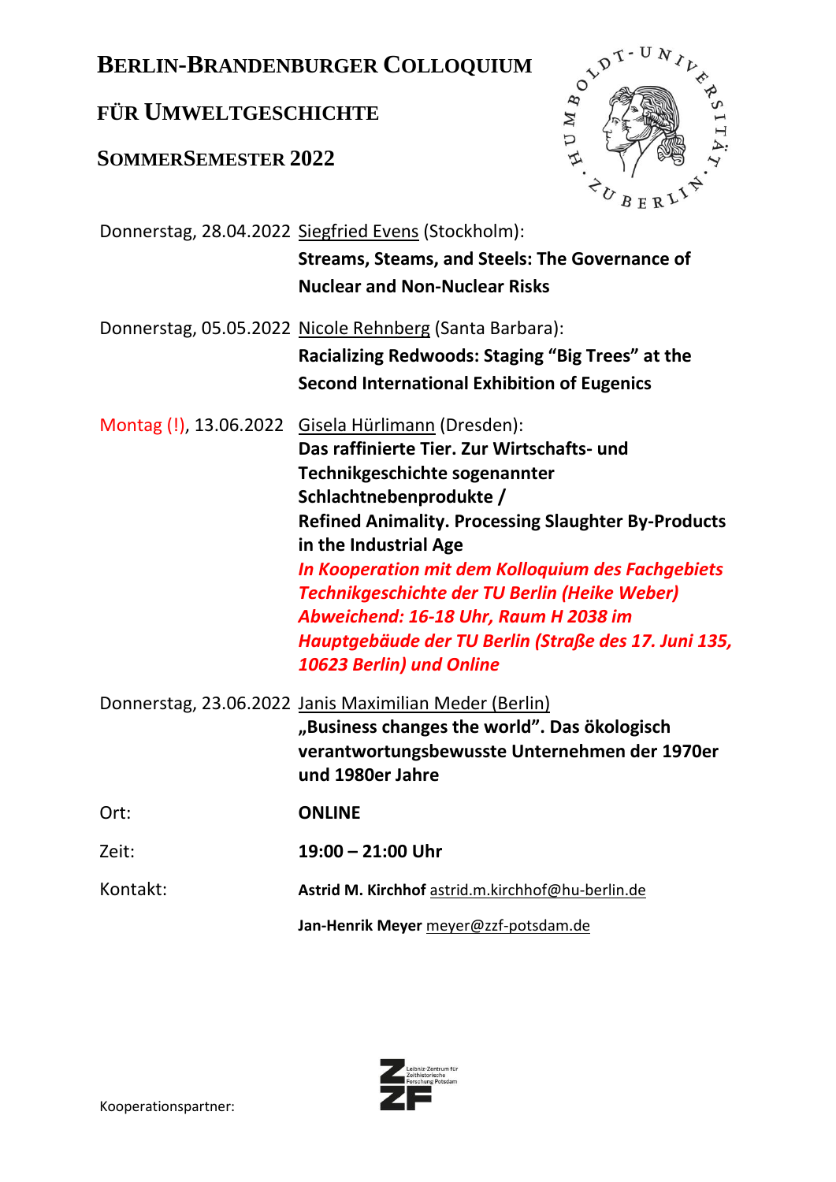# Berlin-Brandenburger Colloquium

# für Umweltgeschichte

## SommerSemester 2022

Donnerstag, 28.04.2022 Siegfried Evens (Stockholm):
**Streams, Steams, and Steels: The Governance of Nuclear and Non-Nuclear Risks**

Donnerstag, 05.05.2022 Nicole Rehnberg (Santa Barbara):
**Racializing Redwoods: Staging "Big Trees" at the Second International Exhibition of Eugenics**

Montag (!), 13.06.2022 Gisela Hürlimann (Dresden):
**Das raffinierte Tier. Zur Wirtschafts- und Technikgeschichte sogenannter Schlachtnebenprodukte / Refined Animality. Processing Slaughter By-Products in the Industrial Age**
***In Kooperation mit dem Kolloquium des Fachgebiets Technikgeschichte der TU Berlin (Heike Weber)***
***Abweichend: 16-18 Uhr, Raum H 2038 im Hauptgebäude der TU Berlin (Straße des 17. Juni 135, 10623 Berlin) und Online***

Donnerstag, 23.06.2022 Janis Maximilian Meder (Berlin)
**„Business changes the world". Das ökologisch verantwortungsbewusste Unternehmen der 1970er und 1980er Jahre**

Ort: **ONLINE**

Zeit: **19:00 – 21:00 Uhr**

Kontakt: **Astrid M. Kirchhof** astrid.m.kirchhof@hu-berlin.de

**Jan-Henrik Meyer** meyer@zzf-potsdam.de

Kooperationspartner: ZZF Leibniz-Zentrum für Zeithistorische Forschung Potsdam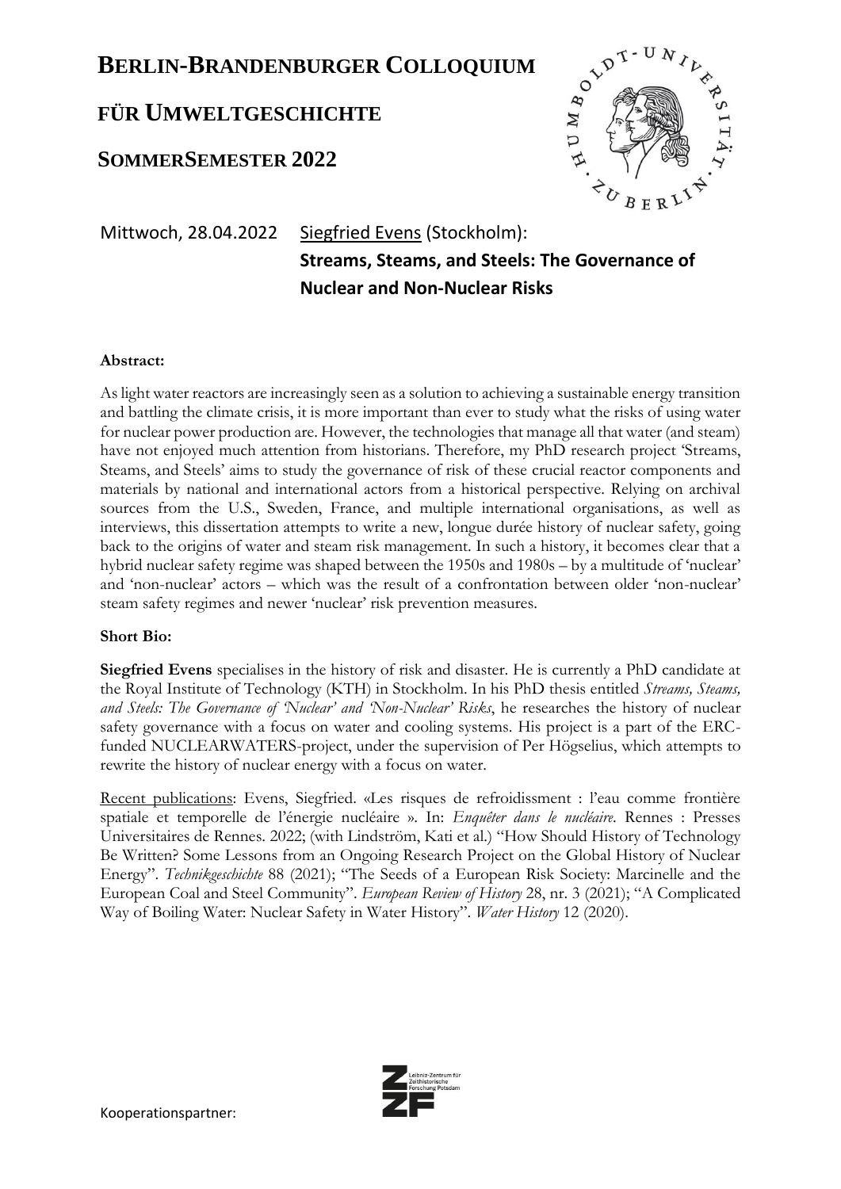# Berlin-Brandenburger Colloquium für Umweltgeschichte

## SommerSemester 2022

Mittwoch, 28.04.2022 Siegfried Evens (Stockholm):

**Streams, Steams, and Steels: The Governance of Nuclear and Non-Nuclear Risks**

**Abstract:**

As light water reactors are increasingly seen as a solution to achieving a sustainable energy transition and battling the climate crisis, it is more important than ever to study what the risks of using water for nuclear power production are. However, the technologies that manage all that water (and steam) have not enjoyed much attention from historians. Therefore, my PhD research project 'Streams, Steams, and Steels' aims to study the governance of risk of these crucial reactor components and materials by national and international actors from a historical perspective. Relying on archival sources from the U.S., Sweden, France, and multiple international organisations, as well as interviews, this dissertation attempts to write a new, longue durée history of nuclear safety, going back to the origins of water and steam risk management. In such a history, it becomes clear that a hybrid nuclear safety regime was shaped between the 1950s and 1980s – by a multitude of 'nuclear' and 'non-nuclear' actors – which was the result of a confrontation between older 'non-nuclear' steam safety regimes and newer 'nuclear' risk prevention measures.

**Short Bio:**

**Siegfried Evens** specialises in the history of risk and disaster. He is currently a PhD candidate at the Royal Institute of Technology (KTH) in Stockholm. In his PhD thesis entitled *Streams, Steams, and Steels: The Governance of 'Nuclear' and 'Non-Nuclear' Risks*, he researches the history of nuclear safety governance with a focus on water and cooling systems. His project is a part of the ERC-funded NUCLEARWATERS-project, under the supervision of Per Högselius, which attempts to rewrite the history of nuclear energy with a focus on water.

Recent publications: Evens, Siegfried. «Les risques de refroidissment : l'eau comme frontière spatiale et temporelle de l'énergie nucléaire ». In: *Enquêter dans le nucléaire*. Rennes : Presses Universitaires de Rennes. 2022; (with Lindström, Kati et al.) "How Should History of Technology Be Written? Some Lessons from an Ongoing Research Project on the Global History of Nuclear Energy". *Technikgeschichte* 88 (2021); "The Seeds of a European Risk Society: Marcinelle and the European Coal and Steel Community". *European Review of History* 28, nr. 3 (2021); "A Complicated Way of Boiling Water: Nuclear Safety in Water History". *Water History* 12 (2020).

Kooperationspartner:

Leibniz-Zentrum für Zeithistorische Forschung Potsdam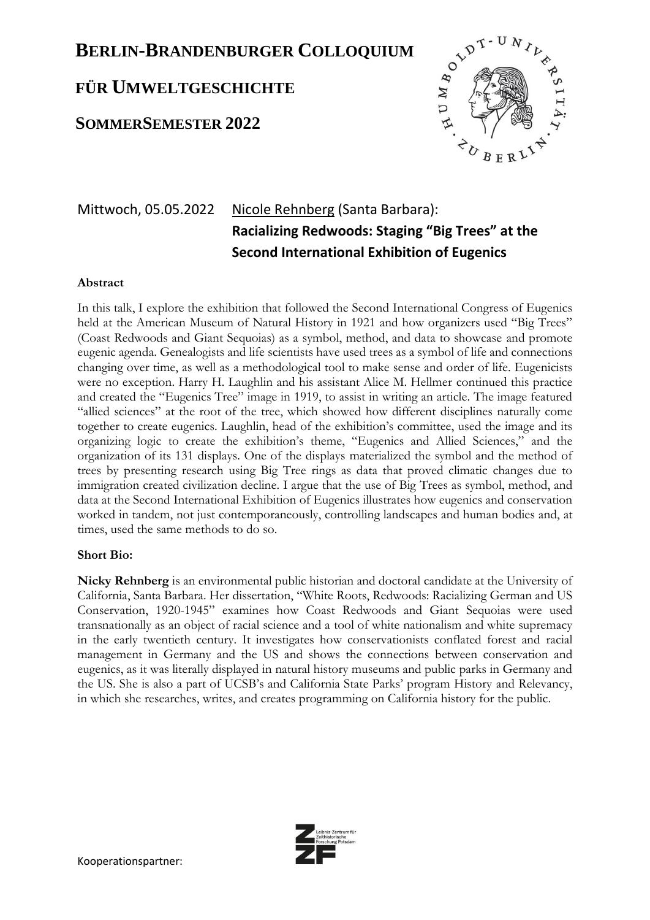# Berlin-Brandenburger Colloquium

# für Umweltgeschichte

## SommerSemester 2022

Mittwoch, 05.05.2022 Nicole Rehnberg (Santa Barbara):

**Racializing Redwoods: Staging "Big Trees" at the Second International Exhibition of Eugenics**

**Abstract**

In this talk, I explore the exhibition that followed the Second International Congress of Eugenics held at the American Museum of Natural History in 1921 and how organizers used "Big Trees" (Coast Redwoods and Giant Sequoias) as a symbol, method, and data to showcase and promote eugenic agenda. Genealogists and life scientists have used trees as a symbol of life and connections changing over time, as well as a methodological tool to make sense and order of life. Eugenicists were no exception. Harry H. Laughlin and his assistant Alice M. Hellmer continued this practice and created the "Eugenics Tree" image in 1919, to assist in writing an article. The image featured "allied sciences" at the root of the tree, which showed how different disciplines naturally come together to create eugenics. Laughlin, head of the exhibition's committee, used the image and its organizing logic to create the exhibition's theme, "Eugenics and Allied Sciences," and the organization of its 131 displays. One of the displays materialized the symbol and the method of trees by presenting research using Big Tree rings as data that proved climatic changes due to immigration created civilization decline. I argue that the use of Big Trees as symbol, method, and data at the Second International Exhibition of Eugenics illustrates how eugenics and conservation worked in tandem, not just contemporaneously, controlling landscapes and human bodies and, at times, used the same methods to do so.

**Short Bio:**

**Nicky Rehnberg** is an environmental public historian and doctoral candidate at the University of California, Santa Barbara. Her dissertation, "White Roots, Redwoods: Racializing German and US Conservation, 1920-1945" examines how Coast Redwoods and Giant Sequoias were used transnationally as an object of racial science and a tool of white nationalism and white supremacy in the early twentieth century. It investigates how conservationists conflated forest and racial management in Germany and the US and shows the connections between conservation and eugenics, as it was literally displayed in natural history museums and public parks in Germany and the US. She is also a part of UCSB's and California State Parks' program History and Relevancy, in which she researches, writes, and creates programming on California history for the public.

Kooperationspartner:

Leibniz-Zentrum für Zeithistorische Forschung Potsdam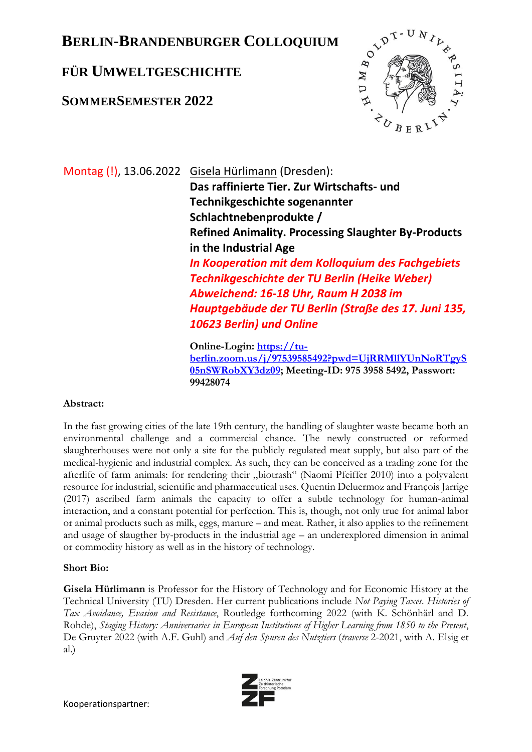# Berlin-Brandenburger Colloquium für Umweltgeschichte

## SommerSemester 2022

Montag (!), 13.06.2022 Gisela Hürlimann (Dresden):
**Das raffinierte Tier. Zur Wirtschafts- und Technikgeschichte sogenannter Schlachtnebenprodukte / Refined Animality. Processing Slaughter By-Products in the Industrial Age**
***In Kooperation mit dem Kolloquium des Fachgebiets Technikgeschichte der TU Berlin (Heike Weber) Abweichend: 16-18 Uhr, Raum H 2038 im Hauptgebäude der TU Berlin (Straße des 17. Juni 135, 10623 Berlin) und Online***

**Online-Login: https://tu-berlin.zoom.us/j/97539585492?pwd=UjRRMllYUnNoRTgyS05nSWRobXY3dz09; Meeting-ID: 975 3958 5492, Passwort: 99428074**

**Abstract:**

In the fast growing cities of the late 19th century, the handling of slaughter waste became both an environmental challenge and a commercial chance. The newly constructed or reformed slaughterhouses were not only a site for the publicly regulated meat supply, but also part of the medical-hygienic and industrial complex. As such, they can be conceived as a trading zone for the afterlife of farm animals: for rendering their „biotrash" (Naomi Pfeiffer 2010) into a polyvalent resource for industrial, scientific and pharmaceutical uses. Quentin Deluermoz and François Jarrige (2017) ascribed farm animals the capacity to offer a subtle technology for human-animal interaction, and a constant potential for perfection. This is, though, not only true for animal labor or animal products such as milk, eggs, manure – and meat. Rather, it also applies to the refinement and usage of slaugther by-products in the industrial age – an underexplored dimension in animal or commodity history as well as in the history of technology.

**Short Bio:**

**Gisela Hürlimann** is Professor for the History of Technology and for Economic History at the Technical University (TU) Dresden. Her current publications include *Not Paying Taxes. Histories of Tax Avoidance, Evasion and Resistance*, Routledge forthcoming 2022 (with K. Schönhärl and D. Rohde), *Staging History: Anniversaries in European Institutions of Higher Learning from 1850 to the Present*, De Gruyter 2022 (with A.F. Guhl) and *Auf den Spuren des Nutztiers* (*traverse* 2-2021, with A. Elsig et al.)

Kooperationspartner:

Leibniz-Zentrum für Zeithistorische Forschung Potsdam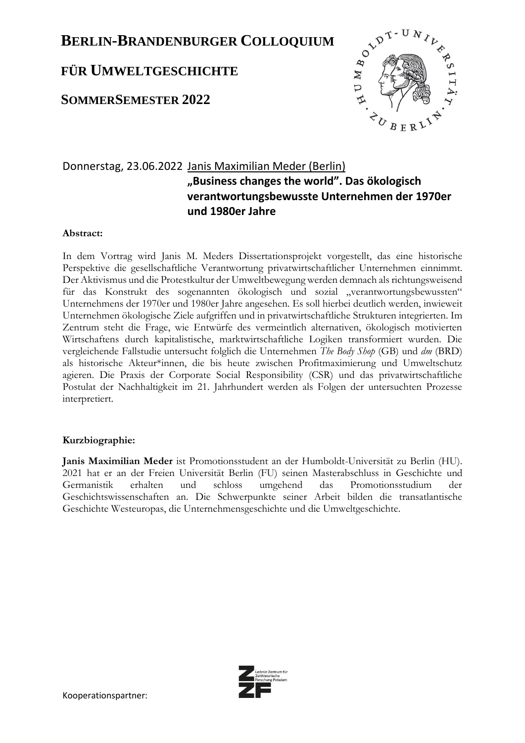# Berlin-Brandenburger Colloquium

# für Umweltgeschichte

# SommerSemester 2022

Donnerstag, 23.06.2022 Janis Maximilian Meder (Berlin)

**„Business changes the world". Das ökologisch verantwortungsbewusste Unternehmen der 1970er und 1980er Jahre**

**Abstract:**

In dem Vortrag wird Janis M. Meders Dissertationsprojekt vorgestellt, das eine historische Perspektive die gesellschaftliche Verantwortung privatwirtschaftlicher Unternehmen einnimmt. Der Aktivismus und die Protestkultur der Umweltbewegung werden demnach als richtungsweisend für das Konstrukt des sogenannten ökologisch und sozial „verantwortungsbewussten" Unternehmens der 1970er und 1980er Jahre angesehen. Es soll hierbei deutlich werden, inwieweit Unternehmen ökologische Ziele aufgriffen und in privatwirtschaftliche Strukturen integrierten. Im Zentrum steht die Frage, wie Entwürfe des vermeintlich alternativen, ökologisch motivierten Wirtschaftens durch kapitalistische, marktwirtschaftliche Logiken transformiert wurden. Die vergleichende Fallstudie untersucht folglich die Unternehmen *The Body Shop* (GB) und *dm* (BRD) als historische Akteur*innen, die bis heute zwischen Profitmaximierung und Umweltschutz agieren. Die Praxis der Corporate Social Responsibility (CSR) und das privatwirtschaftliche Postulat der Nachhaltigkeit im 21. Jahrhundert werden als Folgen der untersuchten Prozesse interpretiert.

**Kurzbiographie:**

**Janis Maximilian Meder** ist Promotionsstudent an der Humboldt-Universität zu Berlin (HU). 2021 hat er an der Freien Universität Berlin (FU) seinen Masterabschluss in Geschichte und Germanistik erhalten und schloss umgehend das Promotionsstudium der Geschichtswissenschaften an. Die Schwerpunkte seiner Arbeit bilden die transatlantische Geschichte Westeuropas, die Unternehmensgeschichte und die Umweltgeschichte.

Kooperationspartner:

Leibniz-Zentrum für Zeithistorische Forschung Potsdam